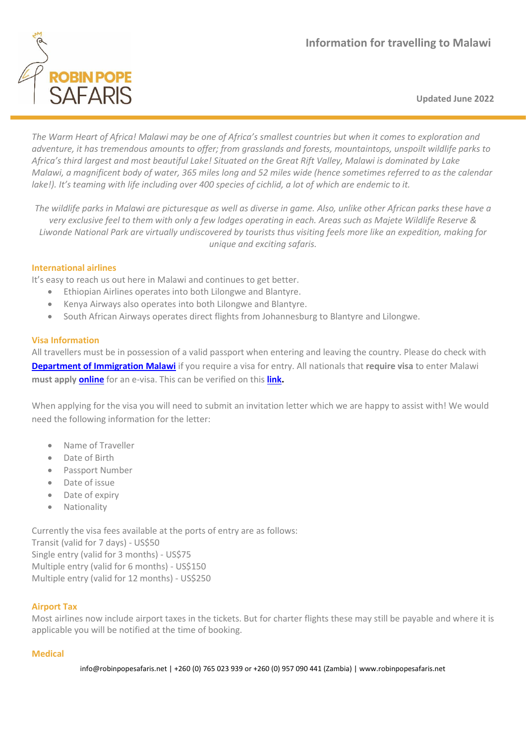ROBIN POPE SAFARIS

# Information for travelling to Malawi

**Updated June 2022**

*The Warm Heart of Africa! Malawi may be one of Africa's smallest countries but when it comes to exploration and adventure, it has tremendous amounts to offer; from grasslands and forests, mountaintops, unspoilt wildlife parks to Africa's third largest and most beautiful Lake! Situated on the Great Rift Valley, Malawi is dominated by Lake Malawi, a magnificent body of water, 365 miles long and 52 miles wide (hence sometimes referred to as the calendar lake!). It's teaming with life including over 400 species of cichlid, a lot of which are endemic to it.*

*The wildlife parks in Malawi are picturesque as well as diverse in game. Also, unlike other African parks these have a very exclusive feel to them with only a few lodges operating in each. Areas such as Majete Wildlife Reserve & Liwonde National Park are virtually undiscovered by tourists thus visiting feels more like an expedition, making for unique and exciting safaris.*

## International airlines

It's easy to reach us out here in Malawi and continues to get better.

- Ethiopian Airlines operates into both Lilongwe and Blantyre.
- Kenya Airways also operates into both Lilongwe and Blantyre.
- South African Airways operates direct flights from Johannesburg to Blantyre and Lilongwe.

## Visa Information

All travellers must be in possession of a valid passport when entering and leaving the country. Please do check with **Department of Immigration Malawi** if you require a visa for entry. All nationals that **require visa** to enter Malawi **must apply online** for an e-visa. This can be verified on this **link.**

When applying for the visa you will need to submit an invitation letter which we are happy to assist with! We would need the following information for the letter:

- Name of Traveller
- Date of Birth
- Passport Number
- Date of issue
- Date of expiry
- Nationality

Currently the visa fees available at the ports of entry are as follows:
Transit (valid for 7 days) - US$50
Single entry (valid for 3 months) - US$75
Multiple entry (valid for 6 months) - US$150
Multiple entry (valid for 12 months) - US$250

## Airport Tax

Most airlines now include airport taxes in the tickets. But for charter flights these may still be payable and where it is applicable you will be notified at the time of booking.

## Medical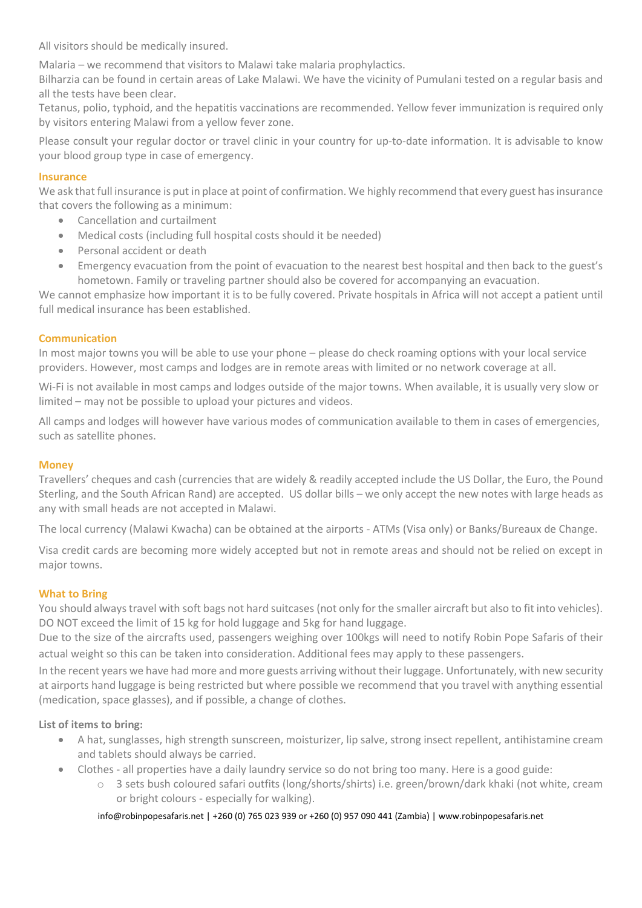All visitors should be medically insured.

Malaria – we recommend that visitors to Malawi take malaria prophylactics.
Bilharzia can be found in certain areas of Lake Malawi. We have the vicinity of Pumulani tested on a regular basis and all the tests have been clear.
Tetanus, polio, typhoid, and the hepatitis vaccinations are recommended. Yellow fever immunization is required only by visitors entering Malawi from a yellow fever zone.

Please consult your regular doctor or travel clinic in your country for up-to-date information. It is advisable to know your blood group type in case of emergency.

## Insurance

We ask that full insurance is put in place at point of confirmation. We highly recommend that every guest has insurance that covers the following as a minimum:

- Cancellation and curtailment
- Medical costs (including full hospital costs should it be needed)
- Personal accident or death
- Emergency evacuation from the point of evacuation to the nearest best hospital and then back to the guest's hometown. Family or traveling partner should also be covered for accompanying an evacuation.

We cannot emphasize how important it is to be fully covered. Private hospitals in Africa will not accept a patient until full medical insurance has been established.

## Communication

In most major towns you will be able to use your phone – please do check roaming options with your local service providers. However, most camps and lodges are in remote areas with limited or no network coverage at all.

Wi-Fi is not available in most camps and lodges outside of the major towns. When available, it is usually very slow or limited – may not be possible to upload your pictures and videos.

All camps and lodges will however have various modes of communication available to them in cases of emergencies, such as satellite phones.

## Money

Travellers' cheques and cash (currencies that are widely & readily accepted include the US Dollar, the Euro, the Pound Sterling, and the South African Rand) are accepted. US dollar bills – we only accept the new notes with large heads as any with small heads are not accepted in Malawi.

The local currency (Malawi Kwacha) can be obtained at the airports - ATMs (Visa only) or Banks/Bureaux de Change.

Visa credit cards are becoming more widely accepted but not in remote areas and should not be relied on except in major towns.

## What to Bring

You should always travel with soft bags not hard suitcases (not only for the smaller aircraft but also to fit into vehicles). DO NOT exceed the limit of 15 kg for hold luggage and 5kg for hand luggage.
Due to the size of the aircrafts used, passengers weighing over 100kgs will need to notify Robin Pope Safaris of their actual weight so this can be taken into consideration. Additional fees may apply to these passengers.
In the recent years we have had more and more guests arriving without their luggage. Unfortunately, with new security at airports hand luggage is being restricted but where possible we recommend that you travel with anything essential (medication, space glasses), and if possible, a change of clothes.

**List of items to bring:**

- A hat, sunglasses, high strength sunscreen, moisturizer, lip salve, strong insect repellent, antihistamine cream and tablets should always be carried.
- Clothes - all properties have a daily laundry service so do not bring too many. Here is a good guide:
    - 3 sets bush coloured safari outfits (long/shorts/shirts) i.e. green/brown/dark khaki (not white, cream or bright colours - especially for walking).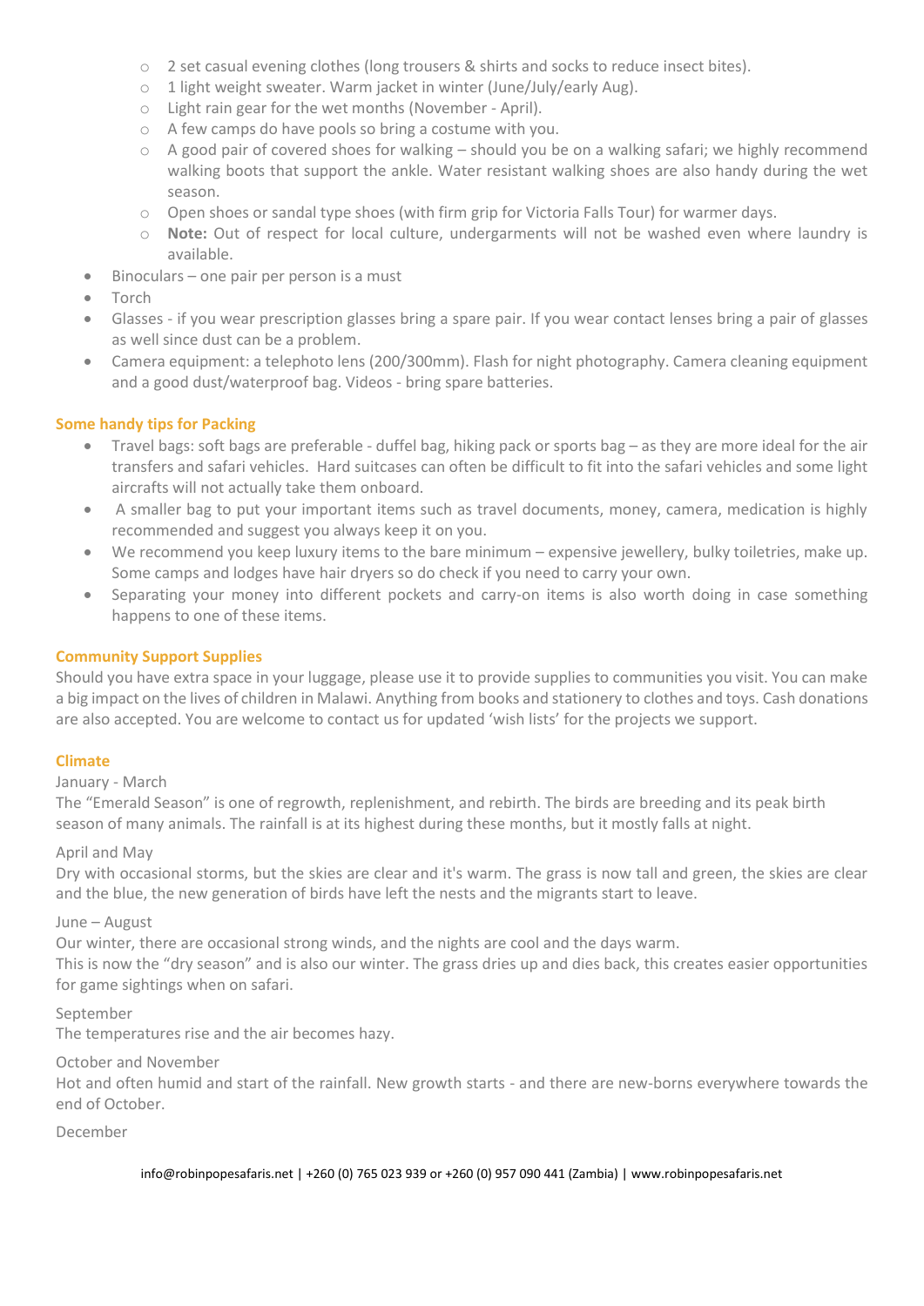- 2 set casual evening clothes (long trousers & shirts and socks to reduce insect bites).
    - 1 light weight sweater. Warm jacket in winter (June/July/early Aug).
    - Light rain gear for the wet months (November - April).
    - A few camps do have pools so bring a costume with you.
    - A good pair of covered shoes for walking – should you be on a walking safari; we highly recommend walking boots that support the ankle. Water resistant walking shoes are also handy during the wet season.
    - Open shoes or sandal type shoes (with firm grip for Victoria Falls Tour) for warmer days.
    - **Note:** Out of respect for local culture, undergarments will not be washed even where laundry is available.
- Binoculars – one pair per person is a must
- Torch
- Glasses - if you wear prescription glasses bring a spare pair. If you wear contact lenses bring a pair of glasses as well since dust can be a problem.
- Camera equipment: a telephoto lens (200/300mm). Flash for night photography. Camera cleaning equipment and a good dust/waterproof bag. Videos - bring spare batteries.

#### Some handy tips for Packing

- Travel bags: soft bags are preferable - duffel bag, hiking pack or sports bag – as they are more ideal for the air transfers and safari vehicles. Hard suitcases can often be difficult to fit into the safari vehicles and some light aircrafts will not actually take them onboard.
- A smaller bag to put your important items such as travel documents, money, camera, medication is highly recommended and suggest you always keep it on you.
- We recommend you keep luxury items to the bare minimum – expensive jewellery, bulky toiletries, make up. Some camps and lodges have hair dryers so do check if you need to carry your own.
- Separating your money into different pockets and carry-on items is also worth doing in case something happens to one of these items.

#### Community Support Supplies

Should you have extra space in your luggage, please use it to provide supplies to communities you visit. You can make a big impact on the lives of children in Malawi. Anything from books and stationery to clothes and toys. Cash donations are also accepted. You are welcome to contact us for updated 'wish lists' for the projects we support.

#### Climate

January - March
The "Emerald Season" is one of regrowth, replenishment, and rebirth. The birds are breeding and its peak birth season of many animals. The rainfall is at its highest during these months, but it mostly falls at night.

April and May
Dry with occasional storms, but the skies are clear and it's warm. The grass is now tall and green, the skies are clear and the blue, the new generation of birds have left the nests and the migrants start to leave.

June – August
Our winter, there are occasional strong winds, and the nights are cool and the days warm.
This is now the "dry season" and is also our winter. The grass dries up and dies back, this creates easier opportunities for game sightings when on safari.

September
The temperatures rise and the air becomes hazy.

October and November
Hot and often humid and start of the rainfall. New growth starts - and there are new-borns everywhere towards the end of October.

December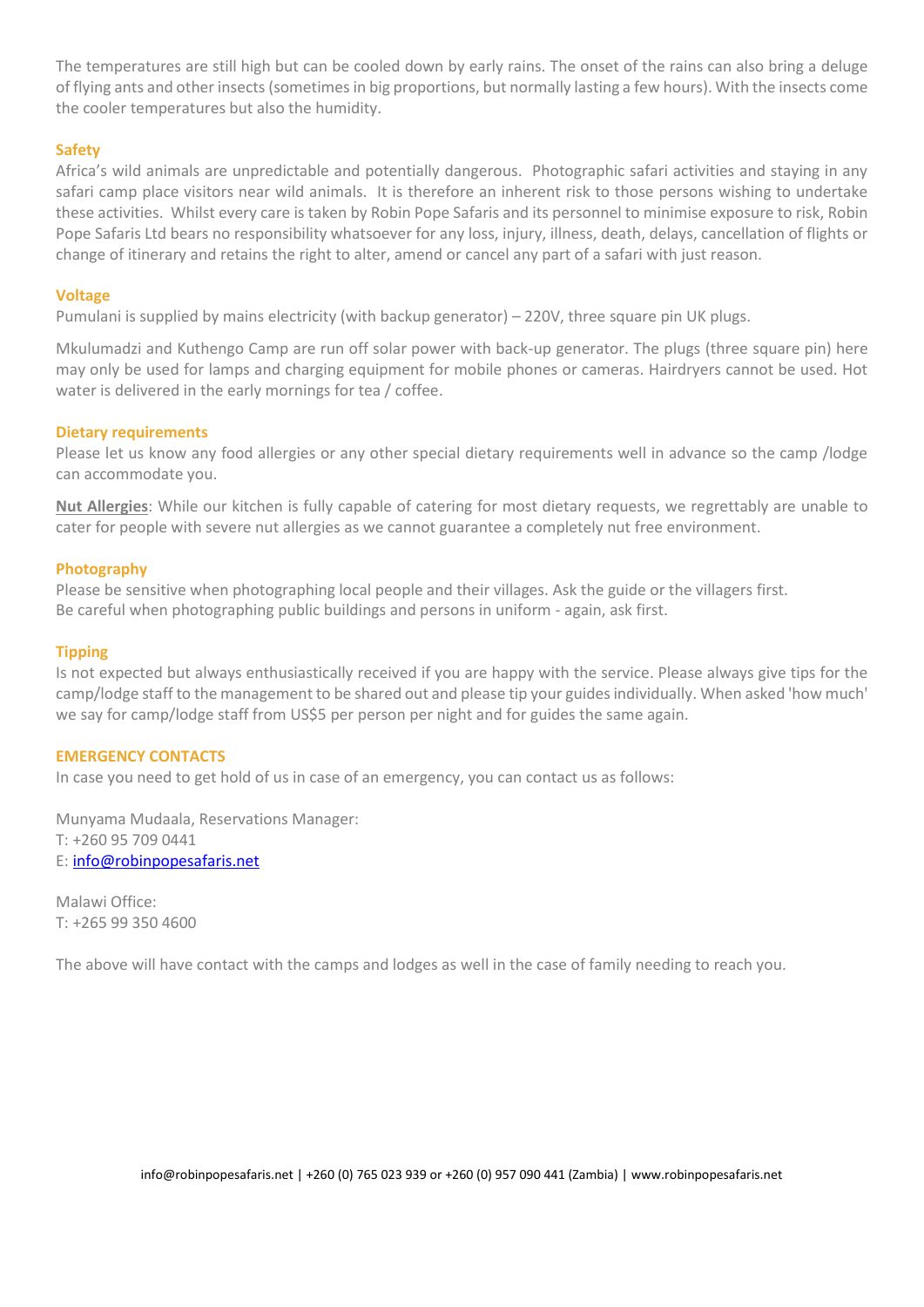The temperatures are still high but can be cooled down by early rains. The onset of the rains can also bring a deluge of flying ants and other insects (sometimes in big proportions, but normally lasting a few hours). With the insects come the cooler temperatures but also the humidity.

## Safety

Africa's wild animals are unpredictable and potentially dangerous. Photographic safari activities and staying in any safari camp place visitors near wild animals. It is therefore an inherent risk to those persons wishing to undertake these activities. Whilst every care is taken by Robin Pope Safaris and its personnel to minimise exposure to risk, Robin Pope Safaris Ltd bears no responsibility whatsoever for any loss, injury, illness, death, delays, cancellation of flights or change of itinerary and retains the right to alter, amend or cancel any part of a safari with just reason.

## Voltage

Pumulani is supplied by mains electricity (with backup generator) – 220V, three square pin UK plugs.

Mkulumadzi and Kuthengo Camp are run off solar power with back-up generator. The plugs (three square pin) here may only be used for lamps and charging equipment for mobile phones or cameras. Hairdryers cannot be used. Hot water is delivered in the early mornings for tea / coffee.

## Dietary requirements

Please let us know any food allergies or any other special dietary requirements well in advance so the camp /lodge can accommodate you.

**Nut Allergies**: While our kitchen is fully capable of catering for most dietary requests, we regrettably are unable to cater for people with severe nut allergies as we cannot guarantee a completely nut free environment.

## Photography

Please be sensitive when photographing local people and their villages. Ask the guide or the villagers first.
Be careful when photographing public buildings and persons in uniform - again, ask first.

## Tipping

Is not expected but always enthusiastically received if you are happy with the service. Please always give tips for the camp/lodge staff to the management to be shared out and please tip your guides individually. When asked 'how much' we say for camp/lodge staff from US$5 per person per night and for guides the same again.

## EMERGENCY CONTACTS

In case you need to get hold of us in case of an emergency, you can contact us as follows:

Munyama Mudaala, Reservations Manager:
T: +260 95 709 0441
E: info@robinpopesafaris.net

Malawi Office:
T: +265 99 350 4600

The above will have contact with the camps and lodges as well in the case of family needing to reach you.